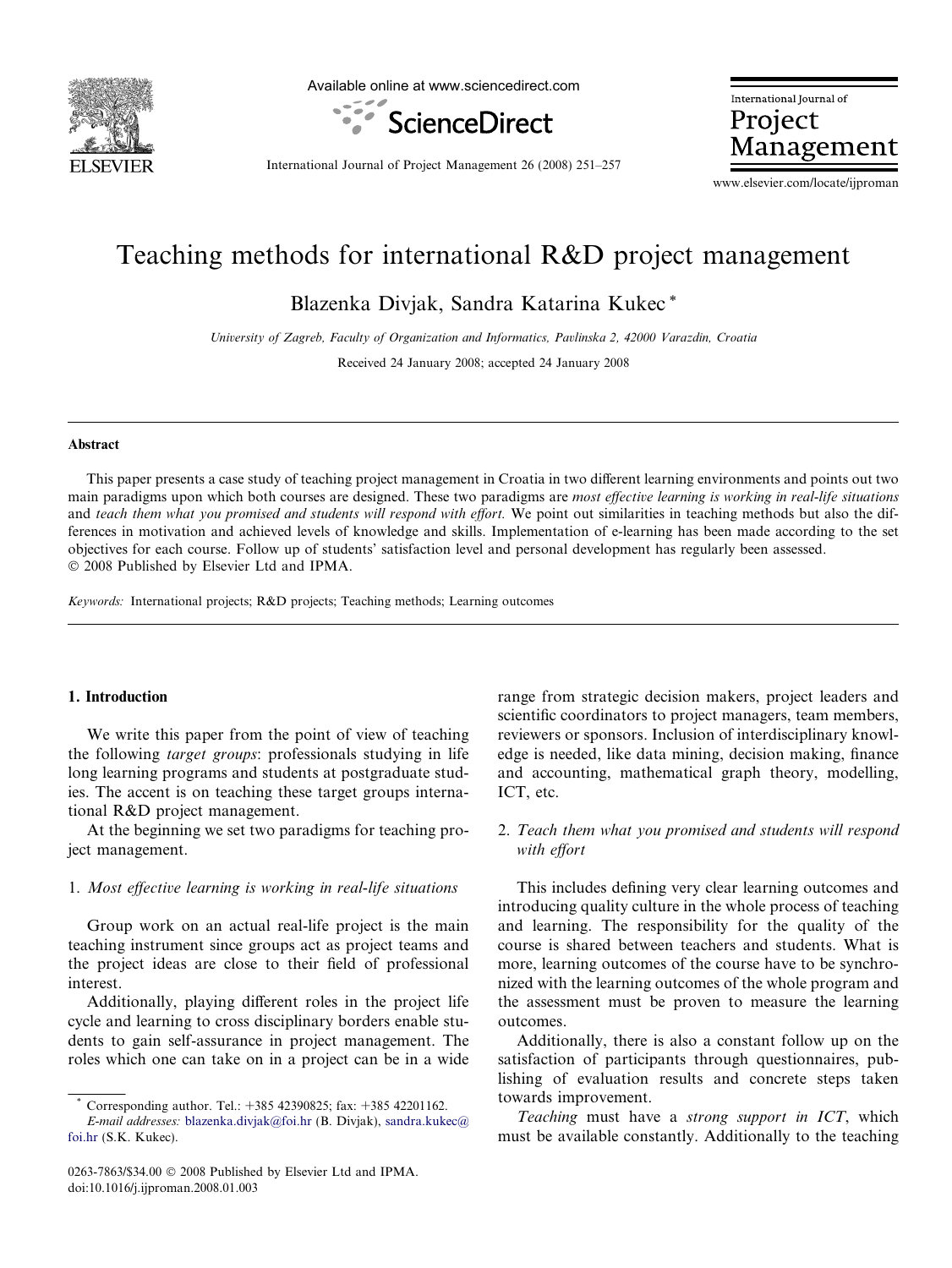# Teaching methods for international R&D project management

Blazenka Divjak, Sandra Katarina Kukec *

*University of Zagreb, Faculty of Organization and Informatics, Pavlinska 2, 42000 Varazdin, Croatia*

Received 24 January 2008; accepted 24 January 2008

## Abstract

This paper presents a case study of teaching project management in Croatia in two different learning environments and points out two main paradigms upon which both courses are designed. These two paradigms are *most effective learning is working in real-life situations* and *teach them what you promised and students will respond with effort.* We point out similarities in teaching methods but also the differences in motivation and achieved levels of knowledge and skills. Implementation of e-learning has been made according to the set objectives for each course. Follow up of students' satisfaction level and personal development has regularly been assessed.
© 2008 Published by Elsevier Ltd and IPMA.

*Keywords:* International projects; R&D projects; Teaching methods; Learning outcomes

## 1. Introduction

We write this paper from the point of view of teaching the following *target groups*: professionals studying in life long learning programs and students at postgraduate studies. The accent is on teaching these target groups international R&D project management.

At the beginning we set two paradigms for teaching project management.

1. *Most effective learning is working in real-life situations*

Group work on an actual real-life project is the main teaching instrument since groups act as project teams and the project ideas are close to their field of professional interest.

Additionally, playing different roles in the project life cycle and learning to cross disciplinary borders enable students to gain self-assurance in project management. The roles which one can take on in a project can be in a wide range from strategic decision makers, project leaders and scientific coordinators to project managers, team members, reviewers or sponsors. Inclusion of interdisciplinary knowledge is needed, like data mining, decision making, finance and accounting, mathematical graph theory, modelling, ICT, etc.

2. *Teach them what you promised and students will respond with effort*

This includes defining very clear learning outcomes and introducing quality culture in the whole process of teaching and learning. The responsibility for the quality of the course is shared between teachers and students. What is more, learning outcomes of the course have to be synchronized with the learning outcomes of the whole program and the assessment must be proven to measure the learning outcomes.

Additionally, there is also a constant follow up on the satisfaction of participants through questionnaires, publishing of evaluation results and concrete steps taken towards improvement.

*Teaching* must have a *strong support in ICT*, which must be available constantly. Additionally to the teaching

---

* Corresponding author. Tel.: +385 42390825; fax: +385 42201162.
*E-mail addresses:* blazenka.divjak@foi.hr (B. Divjak), sandra.kukec@foi.hr (S.K. Kukec).

0263-7863/$34.00 © 2008 Published by Elsevier Ltd and IPMA.
doi:10.1016/j.ijproman.2008.01.003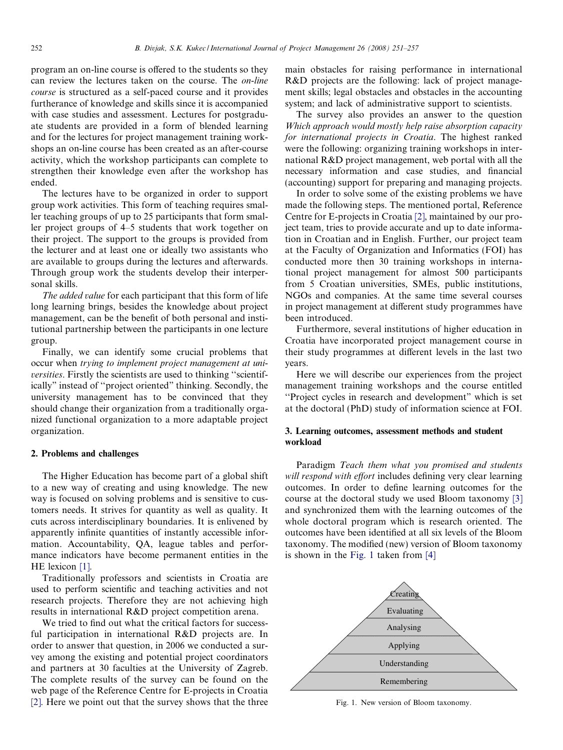program an on-line course is offered to the students so they can review the lectures taken on the course. The *on-line course* is structured as a self-paced course and it provides furtherance of knowledge and skills since it is accompanied with case studies and assessment. Lectures for postgraduate students are provided in a form of blended learning and for the lectures for project management training workshops an on-line course has been created as an after-course activity, which the workshop participants can complete to strengthen their knowledge even after the workshop has ended.

The lectures have to be organized in order to support group work activities. This form of teaching requires smaller teaching groups of up to 25 participants that form smaller project groups of 4–5 students that work together on their project. The support to the groups is provided from the lecturer and at least one or ideally two assistants who are available to groups during the lectures and afterwards. Through group work the students develop their interpersonal skills.

*The added value* for each participant that this form of life long learning brings, besides the knowledge about project management, can be the benefit of both personal and institutional partnership between the participants in one lecture group.

Finally, we can identify some crucial problems that occur when *trying to implement project management at universities*. Firstly the scientists are used to thinking ''scientifically'' instead of ''project oriented'' thinking. Secondly, the university management has to be convinced that they should change their organization from a traditionally organized functional organization to a more adaptable project organization.

## 2. Problems and challenges

The Higher Education has become part of a global shift to a new way of creating and using knowledge. The new way is focused on solving problems and is sensitive to customers needs. It strives for quantity as well as quality. It cuts across interdisciplinary boundaries. It is enlivened by apparently infinite quantities of instantly accessible information. Accountability, QA, league tables and performance indicators have become permanent entities in the HE lexicon [1].

Traditionally professors and scientists in Croatia are used to perform scientific and teaching activities and not research projects. Therefore they are not achieving high results in international R&D project competition arena.

We tried to find out what the critical factors for successful participation in international R&D projects are. In order to answer that question, in 2006 we conducted a survey among the existing and potential project coordinators and partners at 30 faculties at the University of Zagreb. The complete results of the survey can be found on the web page of the Reference Centre for E-projects in Croatia [2]. Here we point out that the survey shows that the three main obstacles for raising performance in international R&D projects are the following: lack of project management skills; legal obstacles and obstacles in the accounting system; and lack of administrative support to scientists.

The survey also provides an answer to the question *Which approach would mostly help raise absorption capacity for international projects in Croatia*. The highest ranked were the following: organizing training workshops in international R&D project management, web portal with all the necessary information and case studies, and financial (accounting) support for preparing and managing projects.

In order to solve some of the existing problems we have made the following steps. The mentioned portal, Reference Centre for E-projects in Croatia [2], maintained by our project team, tries to provide accurate and up to date information in Croatian and in English. Further, our project team at the Faculty of Organization and Informatics (FOI) has conducted more then 30 training workshops in international project management for almost 500 participants from 5 Croatian universities, SMEs, public institutions, NGOs and companies. At the same time several courses in project management at different study programmes have been introduced.

Furthermore, several institutions of higher education in Croatia have incorporated project management course in their study programmes at different levels in the last two years.

Here we will describe our experiences from the project management training workshops and the course entitled ''Project cycles in research and development'' which is set at the doctoral (PhD) study of information science at FOI.

## 3. Learning outcomes, assessment methods and student workload

Paradigm *Teach them what you promised and students will respond with effort* includes defining very clear learning outcomes. In order to define learning outcomes for the course at the doctoral study we used Bloom taxonomy [3] and synchronized them with the learning outcomes of the whole doctoral program which is research oriented. The outcomes have been identified at all six levels of the Bloom taxonomy. The modified (new) version of Bloom taxonomy is shown in the Fig. 1 taken from [4]

Creating
Evaluating
Analysing
Applying
Understanding
Remembering

Fig. 1. New version of Bloom taxonomy.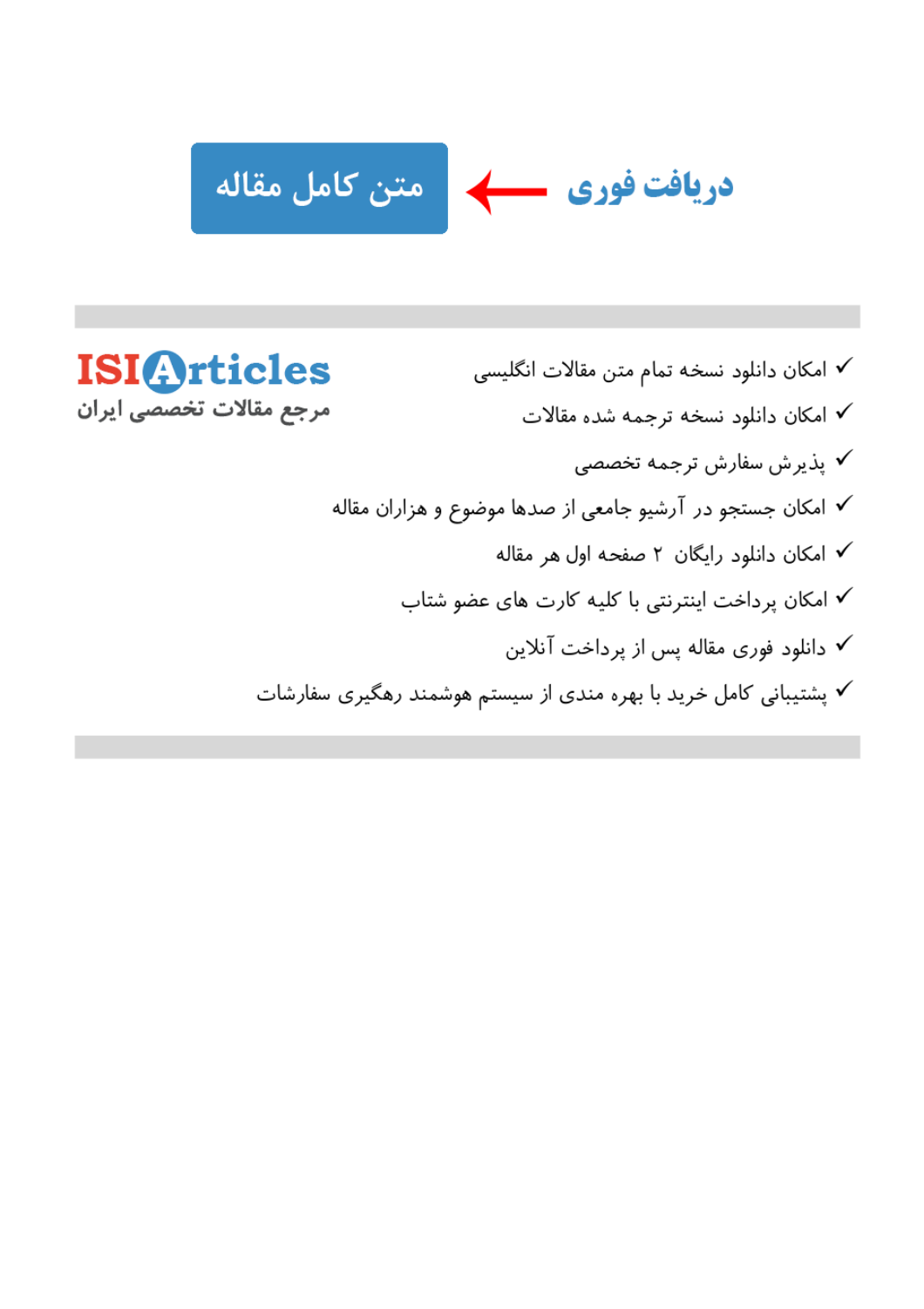متن کامل مقاله ← دریافت فوری

**ISIArticles**
مرجع مقالات تخصصی ایران

- ✓ امکان دانلود نسخه تمام متن مقالات انگلیسی
- ✓ امکان دانلود نسخه ترجمه شده مقالات
- ✓ پذیرش سفارش ترجمه تخصصی
- ✓ امکان جستجو در آرشیو جامعی از صدها موضوع و هزاران مقاله
- ✓ امکان دانلود رایگان ۲ صفحه اول هر مقاله
- ✓ امکان پرداخت اینترنتی با کلیه کارت های عضو شتاب
- ✓ دانلود فوری مقاله پس از پرداخت آنلاین
- ✓ پشتیبانی کامل خرید با بهره مندی از سیستم هوشمند رهگیری سفارشات